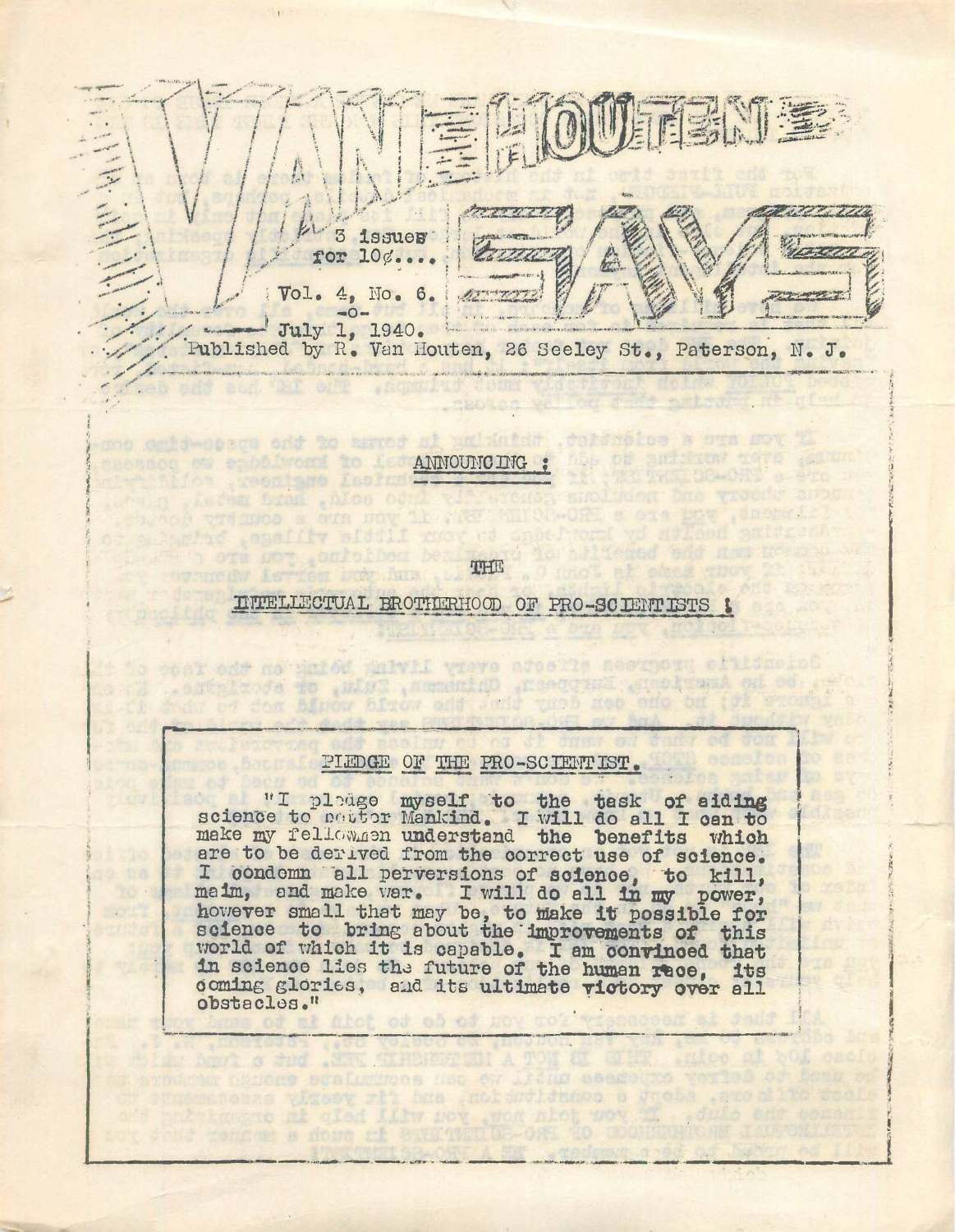# VAN HOUTEN SAYS

3 issues for 10¢....

Vol. 4, No. 6.
-o-
July 1, 1940.

Published by R. Van Houten, 26 Seeley St., Paterson, N. J.

ANNOUNCING :

THE

INTELLECTUAL BROTHERHOOD OF PRO-SCIENTISTS !

## PLEDGE OF THE PRO-SCIENTIST.

"I pledge myself to the task of aiding science to better Mankind. I will do all I can to make my fellowmen understand the benefits which are to be derived from the correct use of science. I condemn all perversions of science, to kill, maim, and make war. I will do all in my power, however small that may be, to make it possible for science to bring about the improvements of this world of which it is capable. I am convinced that in science lies the future of the human race, its coming glories, and its ultimate victory over all obstacles."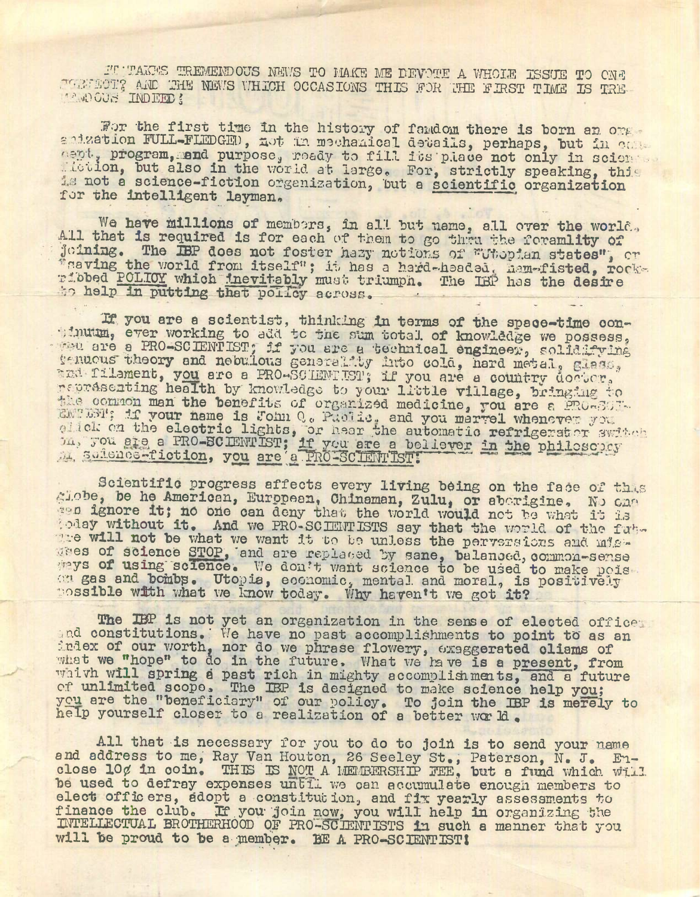IT TAKES TREMENDOUS NEWS TO MAKE ME DEVOTE A WHOLE ISSUE TO ONE SUBJECT; AND THE NEWS WHICH OCCASIONS THIS FOR THE FIRST TIME IS TREMENDOUS INDEED!

For the first time in the history of fandom there is born an organization FULL-FLEDGED, not in mechanical details, perhaps, but in concept, program, and purpose, ready to fill its place not only in science-fiction, but also in the world at large. For, strictly speaking, this is not a science-fiction organization, but a scientific organization for the intelligent layman.

We have millions of members, in all but name, all over the world. All that is required is for each of them to go thru the foramlity of joining. The IBP does not foster hazy notions of "Utopian states", or "saving the world from itself"; it has a hard-headed, ham-fisted, rock-ribbed POLICY which inevitably must triumph. The IBP has the desire to help in putting that policy across.

If you are a scientist, thinking in terms of the space-time continuum, ever working to add to the sum total of knowledge we possess, you are a PRO-SCIENTIST; if you are a technical engineer, solidifying tenuous theory and nebulous generality into cold, hard metal, glass, and filament, you are a PRO-SCIENTIST; if you are a country doctor, representing health by knowledge to your little village, bringing to the common man the benefits of organized medicine, you are a PRO-SCIENTIST; if your name is John Q. Public, and you marvel whenever you click on the electric lights, or hear the automatic refrigerator switch on, you are a PRO-SCIENTIST; if you are a believer in the philosophy of science-fiction, you are a PRO-SCIENTIST!

Scientific progress affects every living being on the face of this globe, be he American, European, Chinaman, Zulu, or aborigine. No one can ignore it; no one can deny that the world would not be what it is today without it. And we PRO-SCIENTISTS say that the world of the future will not be what we want it to be unless the perversions and misuses of science STOP, and are replaced by sane, balanced, common-sense ways of using science. We don't want science to be used to make poison gas and bombs. Utopia, economic, mental and moral, is positively possible with what we know today. Why haven't we got it?

The IBP is not yet an organization in the sense of elected officers and constitutions. We have no past accomplishments to point to as an index of our worth, nor do we phrase flowery, exaggerated claims of what we "hope" to do in the future. What we have is a present, from which will spring a past rich in mighty accomplishments, and a future of unlimited scope. The IBP is designed to make science help you; you are the "beneficiary" of our policy. To join the IBP is merely to help yourself closer to a realization of a better world.

All that is necessary for you to do to join is to send your name and address to me, Ray Van Houten, 26 Seeley St., Paterson, N. J. Enclose 10¢ in coin. THIS IS NOT A MEMBERSHIP FEE, but a fund which will be used to defray expenses until we can accumulate enough members to elect officers, adopt a constitution, and fix yearly assessments to finance the club. If you join now, you will help in organizing the INTELLECTUAL BROTHERHOOD OF PRO-SCIENTISTS in such a manner that you will be proud to be a member. BE A PRO-SCIENTIST!